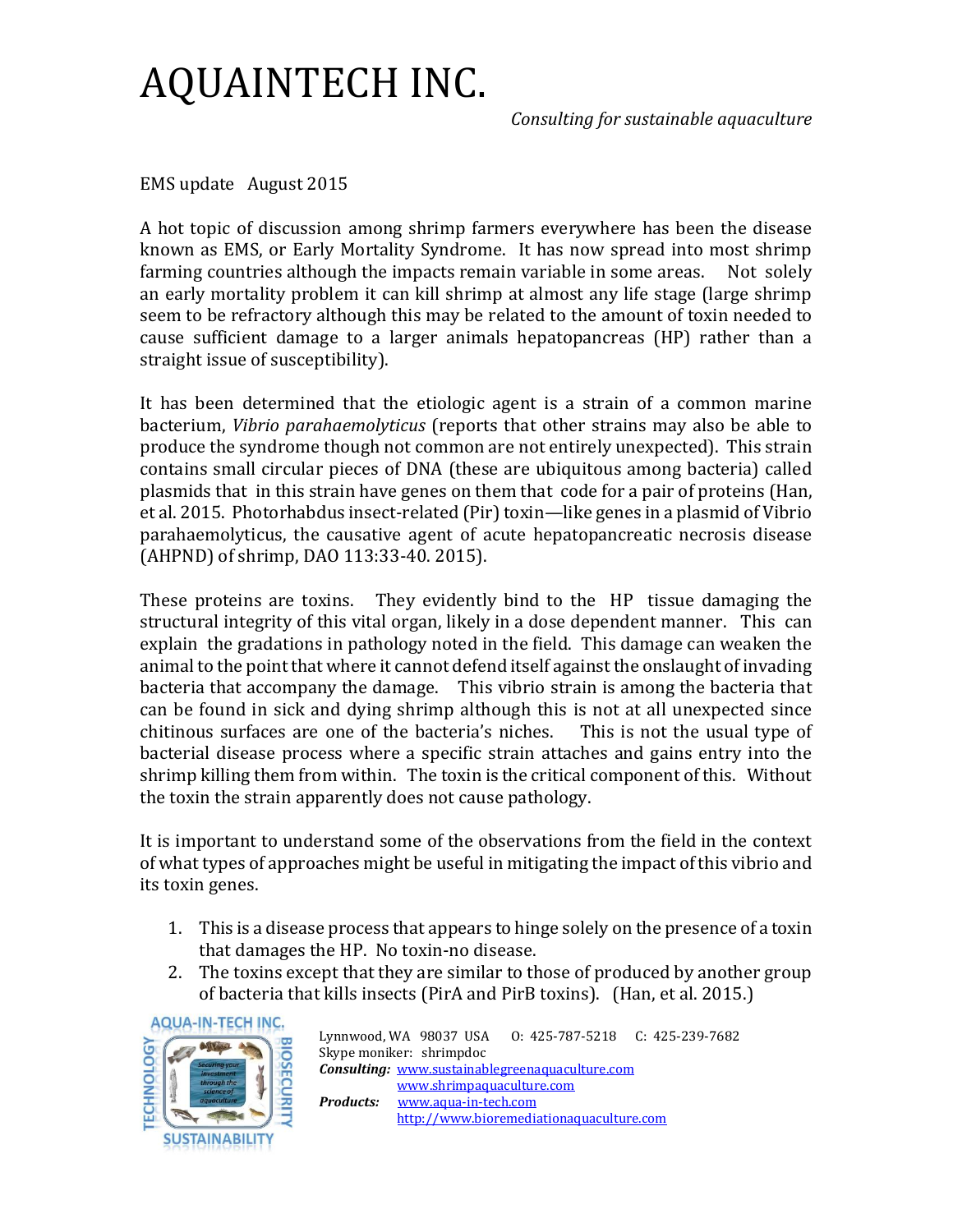# AQUAINTECH INC.

*Consulting for sustainable aquaculture*

EMS update August 2015

A hot topic of discussion among shrimp farmers everywhere has been the disease known as EMS, or Early Mortality Syndrome. It has now spread into most shrimp farming countries although the impacts remain variable in some areas. Not solely an early mortality problem it can kill shrimp at almost any life stage (large shrimp seem to be refractory although this may be related to the amount of toxin needed to cause sufficient damage to a larger animals hepatopancreas (HP) rather than a straight issue of susceptibility).

It has been determined that the etiologic agent is a strain of a common marine bacterium, *Vibrio parahaemolyticus* (reports that other strains may also be able to produce the syndrome though not common are not entirely unexpected). This strain contains small circular pieces of DNA (these are ubiquitous among bacteria) called plasmids that in this strain have genes on them that code for a pair of proteins (Han, et al. 2015. Photorhabdus insect-related (Pir) toxin—like genes in a plasmid of Vibrio parahaemolyticus, the causative agent of acute hepatopancreatic necrosis disease (AHPND) of shrimp, DAO 113:33-40. 2015).

These proteins are toxins. They evidently bind to the HP tissue damaging the structural integrity of this vital organ, likely in a dose dependent manner. This can explain the gradations in pathology noted in the field. This damage can weaken the animal to the point that where it cannot defend itself against the onslaught of invading bacteria that accompany the damage. This vibrio strain is among the bacteria that can be found in sick and dying shrimp although this is not at all unexpected since chitinous surfaces are one of the bacteria's niches. This is not the usual type of bacterial disease process where a specific strain attaches and gains entry into the shrimp killing them from within. The toxin is the critical component of this. Without the toxin the strain apparently does not cause pathology.

It is important to understand some of the observations from the field in the context of what types of approaches might be useful in mitigating the impact of this vibrio and its toxin genes.

1. This is a disease process that appears to hinge solely on the presence of a toxin that damages the HP. No toxin-no disease.
2. The toxins except that they are similar to those of produced by another group of bacteria that kills insects (PirA and PirB toxins). (Han, et al. 2015.)

Lynnwood, WA 98037 USA O: 425-787-5218 C: 425-239-7682
Skype moniker: shrimpdoc
***Consulting:*** www.sustainablegreenaquaculture.com
www.shrimpaquaculture.com
***Products:*** www.aqua-in-tech.com
http://www.bioremediationaquaculture.com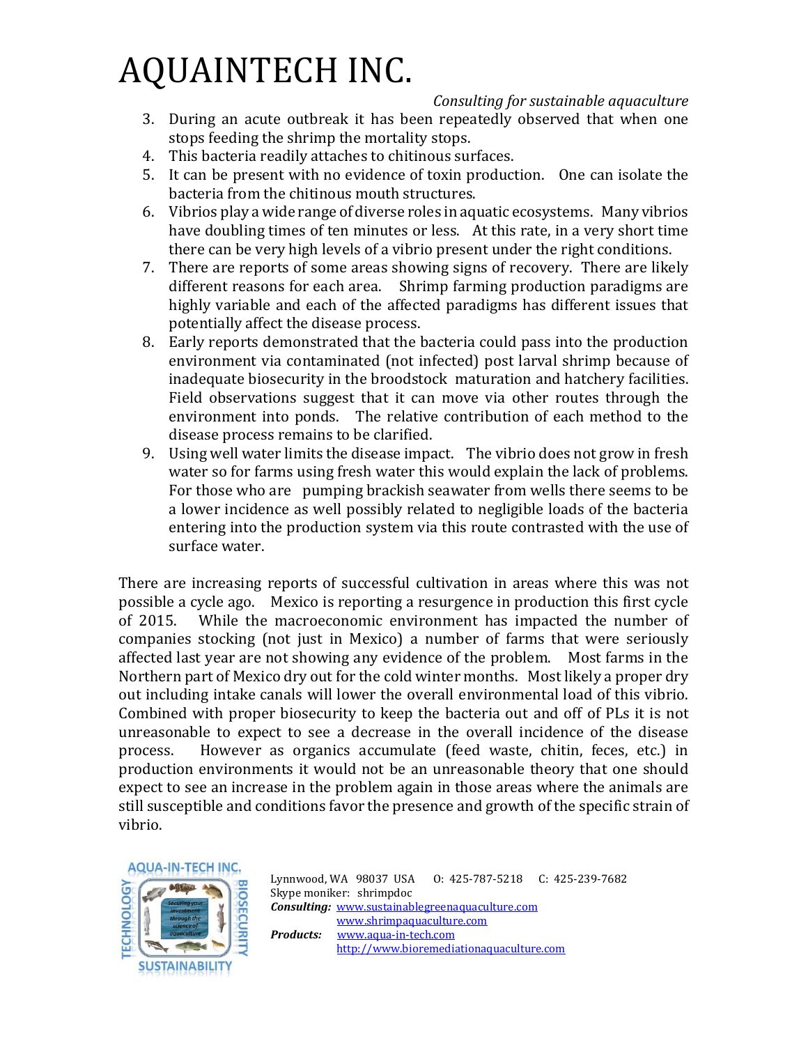3. During an acute outbreak it has been repeatedly observed that when one stops feeding the shrimp the mortality stops.
4. This bacteria readily attaches to chitinous surfaces.
5. It can be present with no evidence of toxin production. One can isolate the bacteria from the chitinous mouth structures.
6. Vibrios play a wide range of diverse roles in aquatic ecosystems. Many vibrios have doubling times of ten minutes or less. At this rate, in a very short time there can be very high levels of a vibrio present under the right conditions.
7. There are reports of some areas showing signs of recovery. There are likely different reasons for each area. Shrimp farming production paradigms are highly variable and each of the affected paradigms has different issues that potentially affect the disease process.
8. Early reports demonstrated that the bacteria could pass into the production environment via contaminated (not infected) post larval shrimp because of inadequate biosecurity in the broodstock maturation and hatchery facilities. Field observations suggest that it can move via other routes through the environment into ponds. The relative contribution of each method to the disease process remains to be clarified.
9. Using well water limits the disease impact. The vibrio does not grow in fresh water so for farms using fresh water this would explain the lack of problems. For those who are pumping brackish seawater from wells there seems to be a lower incidence as well possibly related to negligible loads of the bacteria entering into the production system via this route contrasted with the use of surface water.

There are increasing reports of successful cultivation in areas where this was not possible a cycle ago. Mexico is reporting a resurgence in production this first cycle of 2015. While the macroeconomic environment has impacted the number of companies stocking (not just in Mexico) a number of farms that were seriously affected last year are not showing any evidence of the problem. Most farms in the Northern part of Mexico dry out for the cold winter months. Most likely a proper dry out including intake canals will lower the overall environmental load of this vibrio. Combined with proper biosecurity to keep the bacteria out and off of PLs it is not unreasonable to expect to see a decrease in the overall incidence of the disease process. However as organics accumulate (feed waste, chitin, feces, etc.) in production environments it would not be an unreasonable theory that one should expect to see an increase in the problem again in those areas where the animals are still susceptible and conditions favor the presence and growth of the specific strain of vibrio.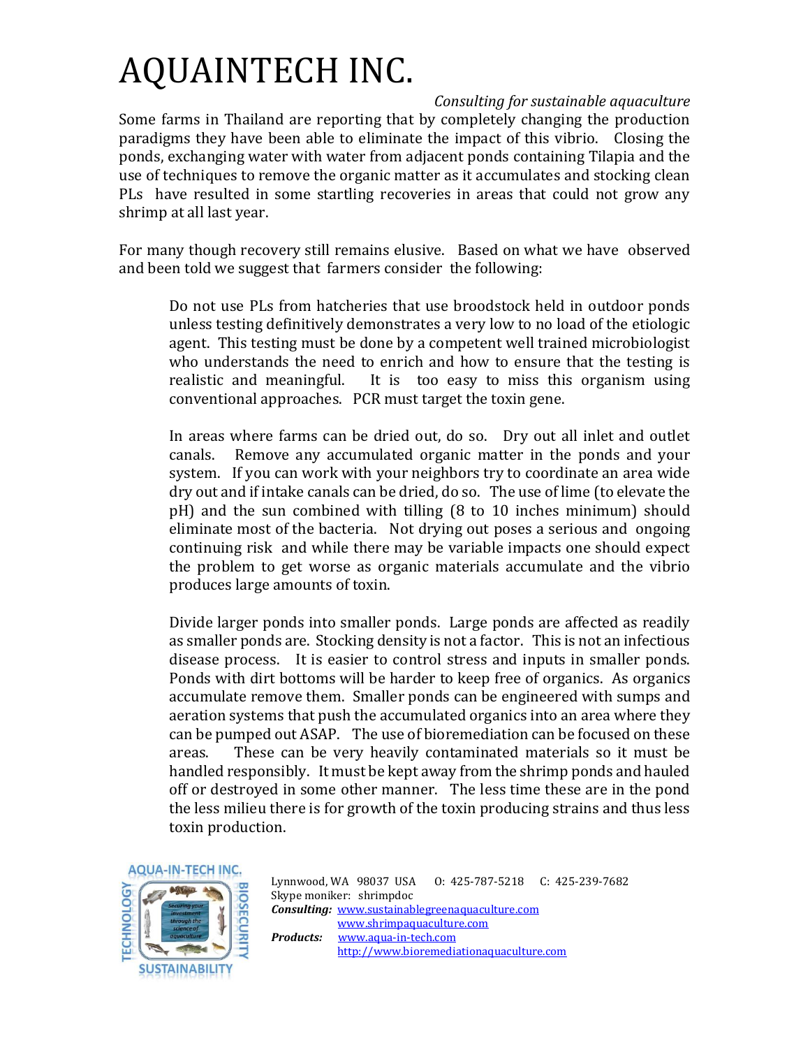# AQUAINTECH INC.

*Consulting for sustainable aquaculture*

Some farms in Thailand are reporting that by completely changing the production paradigms they have been able to eliminate the impact of this vibrio. Closing the ponds, exchanging water with water from adjacent ponds containing Tilapia and the use of techniques to remove the organic matter as it accumulates and stocking clean PLs have resulted in some startling recoveries in areas that could not grow any shrimp at all last year.

For many though recovery still remains elusive. Based on what we have observed and been told we suggest that farmers consider the following:

> Do not use PLs from hatcheries that use broodstock held in outdoor ponds unless testing definitively demonstrates a very low to no load of the etiologic agent. This testing must be done by a competent well trained microbiologist who understands the need to enrich and how to ensure that the testing is realistic and meaningful. It is too easy to miss this organism using conventional approaches. PCR must target the toxin gene.
>
> In areas where farms can be dried out, do so. Dry out all inlet and outlet canals. Remove any accumulated organic matter in the ponds and your system. If you can work with your neighbors try to coordinate an area wide dry out and if intake canals can be dried, do so. The use of lime (to elevate the pH) and the sun combined with tilling (8 to 10 inches minimum) should eliminate most of the bacteria. Not drying out poses a serious and ongoing continuing risk and while there may be variable impacts one should expect the problem to get worse as organic materials accumulate and the vibrio produces large amounts of toxin.
>
> Divide larger ponds into smaller ponds. Large ponds are affected as readily as smaller ponds are. Stocking density is not a factor. This is not an infectious disease process. It is easier to control stress and inputs in smaller ponds. Ponds with dirt bottoms will be harder to keep free of organics. As organics accumulate remove them. Smaller ponds can be engineered with sumps and aeration systems that push the accumulated organics into an area where they can be pumped out ASAP. The use of bioremediation can be focused on these areas. These can be very heavily contaminated materials so it must be handled responsibly. It must be kept away from the shrimp ponds and hauled off or destroyed in some other manner. The less time these are in the pond the less milieu there is for growth of the toxin producing strains and thus less toxin production.

AQUA-IN-TECH INC. — TECHNOLOGY · BIOSECURITY · SUSTAINABILITY — Securing your investment through the science of aquaculture

Lynnwood, WA 98037 USA O: 425-787-5218 C: 425-239-7682
Skype moniker: shrimpdoc
***Consulting:*** www.sustainablegreenaquaculture.com
www.shrimpaquaculture.com
***Products:*** www.aqua-in-tech.com
http://www.bioremediationaquaculture.com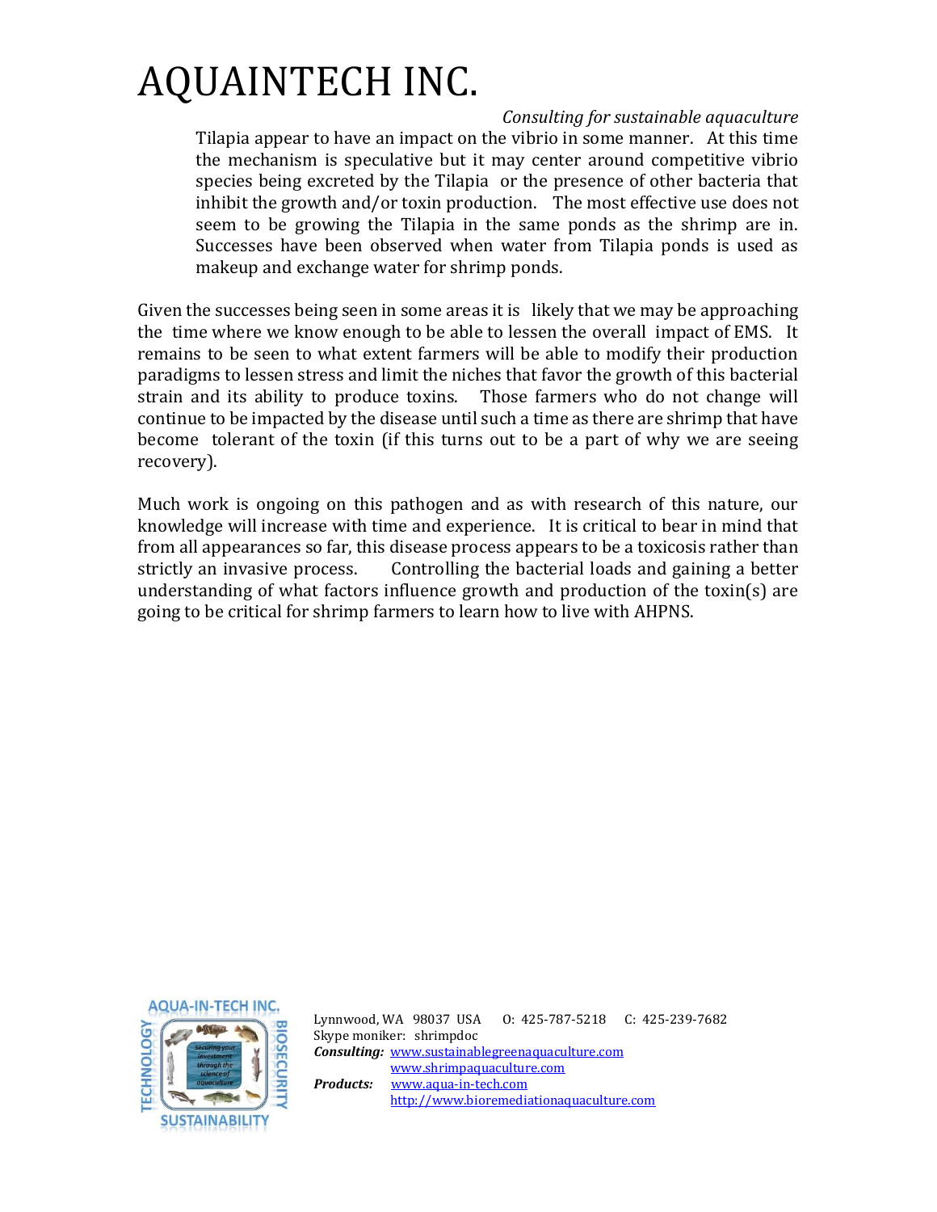Tilapia appear to have an impact on the vibrio in some manner. At this time the mechanism is speculative but it may center around competitive vibrio species being excreted by the Tilapia or the presence of other bacteria that inhibit the growth and/or toxin production. The most effective use does not seem to be growing the Tilapia in the same ponds as the shrimp are in. Successes have been observed when water from Tilapia ponds is used as makeup and exchange water for shrimp ponds.

Given the successes being seen in some areas it is likely that we may be approaching the time where we know enough to be able to lessen the overall impact of EMS. It remains to be seen to what extent farmers will be able to modify their production paradigms to lessen stress and limit the niches that favor the growth of this bacterial strain and its ability to produce toxins. Those farmers who do not change will continue to be impacted by the disease until such a time as there are shrimp that have become tolerant of the toxin (if this turns out to be a part of why we are seeing recovery).

Much work is ongoing on this pathogen and as with research of this nature, our knowledge will increase with time and experience. It is critical to bear in mind that from all appearances so far, this disease process appears to be a toxicosis rather than strictly an invasive process. Controlling the bacterial loads and gaining a better understanding of what factors influence growth and production of the toxin(s) are going to be critical for shrimp farmers to learn how to live with AHPNS.